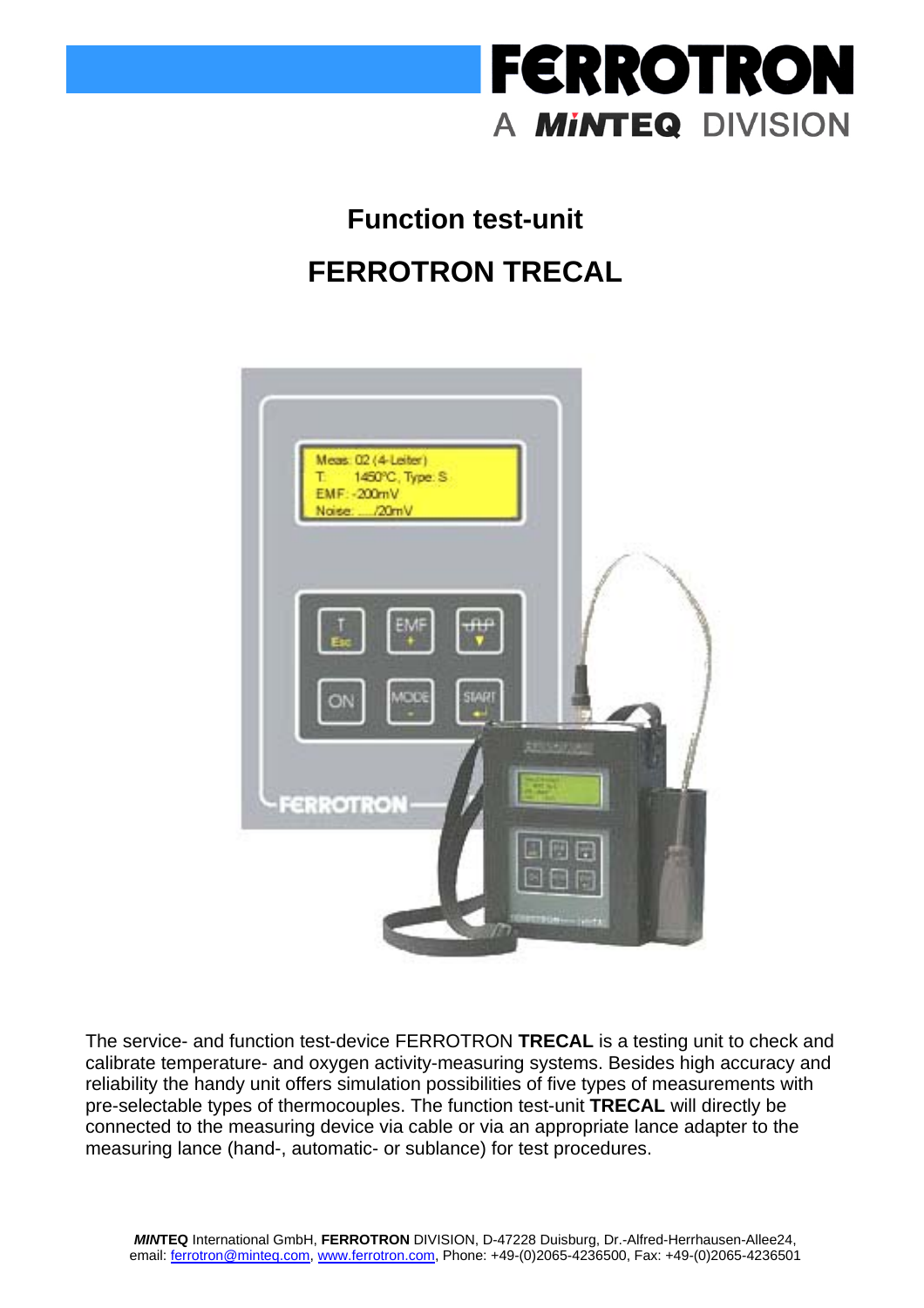# Function test-unit

# FERROTRON TRECAL

The service- and function test-device FERROTRON **TRECAL** is a testing unit to check and calibrate temperature- and oxygen activity-measuring systems. Besides high accuracy and reliability the handy unit offers simulation possibilities of five types of measurements with pre-selectable types of thermocouples. The function test-unit **TRECAL** will directly be connected to the measuring device via cable or via an appropriate lance adapter to the measuring lance (hand-, automatic- or sublance) for test procedures.

***MIN*TEQ** International GmbH, **FERROTRON** DIVISION, D-47228 Duisburg, Dr.-Alfred-Herrhausen-Allee24, email: ferrotron@minteq.com, www.ferrotron.com, Phone: +49-(0)2065-4236500, Fax: +49-(0)2065-4236501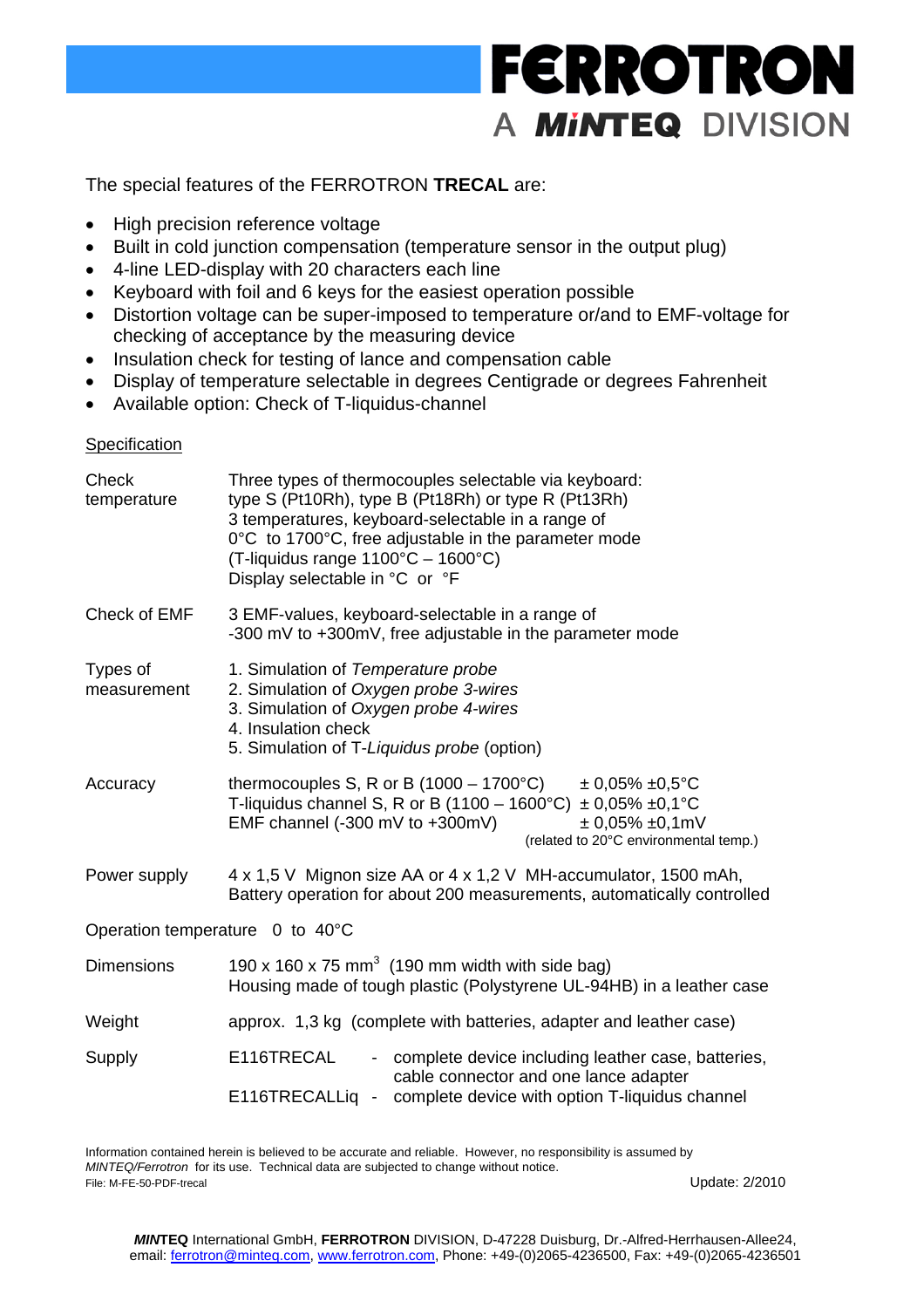The special features of the FERROTRON **TRECAL** are:

- High precision reference voltage
- Built in cold junction compensation (temperature sensor in the output plug)
- 4-line LED-display with 20 characters each line
- Keyboard with foil and 6 keys for the easiest operation possible
- Distortion voltage can be super-imposed to temperature or/and to EMF-voltage for checking of acceptance by the measuring device
- Insulation check for testing of lance and compensation cable
- Display of temperature selectable in degrees Centigrade or degrees Fahrenheit
- Available option: Check of T-liquidus-channel

<u>Specification</u>

| | |
|---|---|
| Check temperature | Three types of thermocouples selectable via keyboard:<br>type S (Pt10Rh), type B (Pt18Rh) or type R (Pt13Rh)<br>3 temperatures, keyboard-selectable in a range of<br>0°C to 1700°C, free adjustable in the parameter mode<br>(T-liquidus range 1100°C – 1600°C)<br>Display selectable in °C or °F |
| Check of EMF | 3 EMF-values, keyboard-selectable in a range of<br>-300 mV to +300mV, free adjustable in the parameter mode |
| Types of measurement | 1. Simulation of *Temperature probe*<br>2. Simulation of *Oxygen probe 3-wires*<br>3. Simulation of *Oxygen probe 4-wires*<br>4. Insulation check<br>5. Simulation of T-*Liquidus probe* (option) |
| Accuracy | thermocouples S, R or B (1000 – 1700°C) ± 0,05% ±0,5°C<br>T-liquidus channel S, R or B (1100 – 1600°C) ± 0,05% ±0,1°C<br>EMF channel (-300 mV to +300mV) ± 0,05% ±0,1mV<br>(related to 20°C environmental temp.) |
| Power supply | 4 x 1,5 V Mignon size AA or 4 x 1,2 V MH-accumulator, 1500 mAh,<br>Battery operation for about 200 measurements, automatically controlled |
| Operation temperature | 0 to 40°C |
| Dimensions | 190 x 160 x 75 mm$^3$ (190 mm width with side bag)<br>Housing made of tough plastic (Polystyrene UL-94HB) in a leather case |
| Weight | approx. 1,3 kg (complete with batteries, adapter and leather case) |
| Supply | E116TRECAL - complete device including leather case, batteries, cable connector and one lance adapter<br>E116TRECALLiq - complete device with option T-liquidus channel |

Information contained herein is believed to be accurate and reliable. However, no responsibility is assumed by *MINTEQ/Ferrotron* for its use. Technical data are subjected to change without notice.

File: M-FE-50-PDF-trecal

Update: 2/2010

***MIN*TEQ** International GmbH, **FERROTRON** DIVISION, D-47228 Duisburg, Dr.-Alfred-Herrhausen-Allee24, email: ferrotron@minteq.com, www.ferrotron.com, Phone: +49-(0)2065-4236500, Fax: +49-(0)2065-4236501